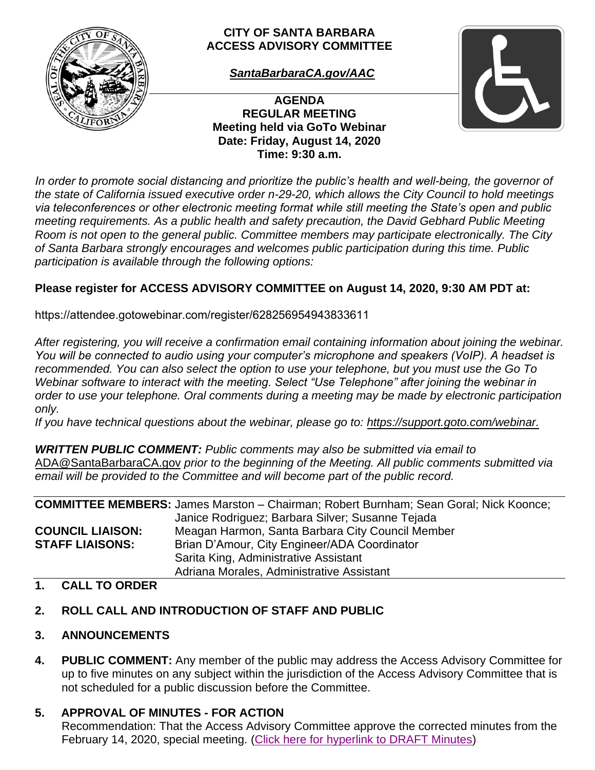# CITY OF SANTA BARBARA ACCESS ADVISORY COMMITTEE

***SantaBarbaraCA.gov/AAC***

## AGENDA
## REGULAR MEETING
**Meeting held via GoTo Webinar**
**Date: Friday, August 14, 2020**
**Time: 9:30 a.m.**

*In order to promote social distancing and prioritize the public's health and well-being, the governor of the state of California issued executive order n-29-20, which allows the City Council to hold meetings via teleconferences or other electronic meeting format while still meeting the State's open and public meeting requirements. As a public health and safety precaution, the David Gebhard Public Meeting Room is not open to the general public. Committee members may participate electronically. The City of Santa Barbara strongly encourages and welcomes public participation during this time. Public participation is available through the following options:*

**Please register for ACCESS ADVISORY COMMITTEE on August 14, 2020, 9:30 AM PDT at:**

https://attendee.gotowebinar.com/register/628256954943833611

*After registering, you will receive a confirmation email containing information about joining the webinar. You will be connected to audio using your computer's microphone and speakers (VoIP). A headset is recommended. You can also select the option to use your telephone, but you must use the Go To Webinar software to interact with the meeting. Select "Use Telephone" after joining the webinar in order to use your telephone. Oral comments during a meeting may be made by electronic participation only.*

*If you have technical questions about the webinar, please go to:* https://support.goto.com/webinar.

***WRITTEN PUBLIC COMMENT:*** *Public comments may also be submitted via email to* ADA@SantaBarbaraCA.gov *prior to the beginning of the Meeting. All public comments submitted via email will be provided to the Committee and will become part of the public record.*

| | |
|---|---|
| **COMMITTEE MEMBERS:** | James Marston – Chairman; Robert Burnham; Sean Goral; Nick Koonce; Janice Rodriguez; Barbara Silver; Susanne Tejada |
| **COUNCIL LIAISON:** | Meagan Harmon, Santa Barbara City Council Member |
| **STAFF LIAISONS:** | Brian D'Amour, City Engineer/ADA Coordinator<br>Sarita King, Administrative Assistant<br>Adriana Morales, Administrative Assistant |

## 1. CALL TO ORDER

## 2. ROLL CALL AND INTRODUCTION OF STAFF AND PUBLIC

## 3. ANNOUNCEMENTS

## 4. PUBLIC COMMENT:
Any member of the public may address the Access Advisory Committee for up to five minutes on any subject within the jurisdiction of the Access Advisory Committee that is not scheduled for a public discussion before the Committee.

## 5. APPROVAL OF MINUTES - FOR ACTION
Recommendation: That the Access Advisory Committee approve the corrected minutes from the February 14, 2020, special meeting. (Click here for hyperlink to DRAFT Minutes)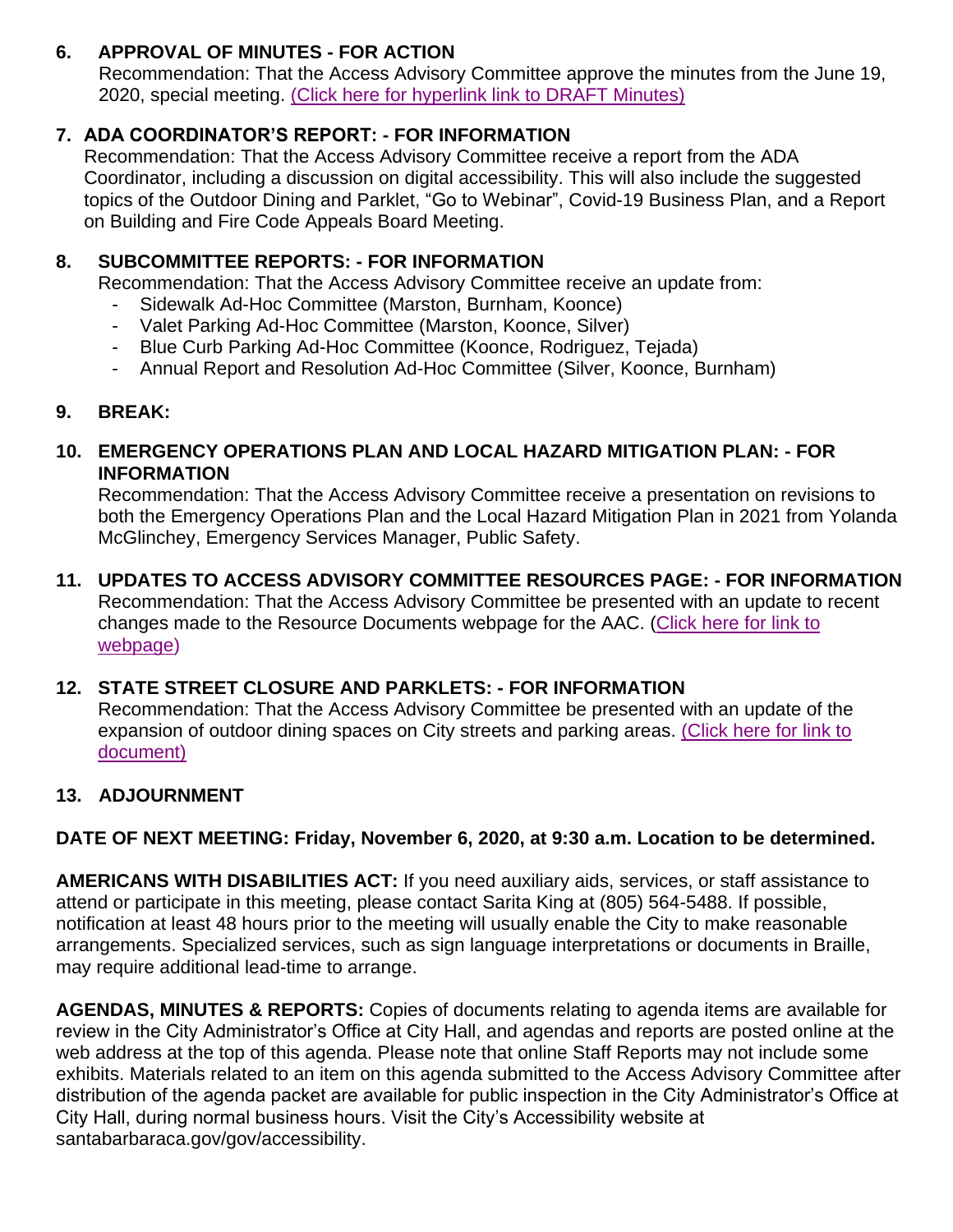**6. APPROVAL OF MINUTES - FOR ACTION**

Recommendation: That the Access Advisory Committee approve the minutes from the June 19, 2020, special meeting. (Click here for hyperlink link to DRAFT Minutes)

**7. ADA COORDINATOR'S REPORT: - FOR INFORMATION**

Recommendation: That the Access Advisory Committee receive a report from the ADA Coordinator, including a discussion on digital accessibility. This will also include the suggested topics of the Outdoor Dining and Parklet, "Go to Webinar", Covid-19 Business Plan, and a Report on Building and Fire Code Appeals Board Meeting.

**8. SUBCOMMITTEE REPORTS: - FOR INFORMATION**

Recommendation: That the Access Advisory Committee receive an update from:

- Sidewalk Ad-Hoc Committee (Marston, Burnham, Koonce)
- Valet Parking Ad-Hoc Committee (Marston, Koonce, Silver)
- Blue Curb Parking Ad-Hoc Committee (Koonce, Rodriguez, Tejada)
- Annual Report and Resolution Ad-Hoc Committee (Silver, Koonce, Burnham)

**9. BREAK:**

**10. EMERGENCY OPERATIONS PLAN AND LOCAL HAZARD MITIGATION PLAN: - FOR INFORMATION**

Recommendation: That the Access Advisory Committee receive a presentation on revisions to both the Emergency Operations Plan and the Local Hazard Mitigation Plan in 2021 from Yolanda McGlinchey, Emergency Services Manager, Public Safety.

**11. UPDATES TO ACCESS ADVISORY COMMITTEE RESOURCES PAGE: - FOR INFORMATION**

Recommendation: That the Access Advisory Committee be presented with an update to recent changes made to the Resource Documents webpage for the AAC. (Click here for link to webpage)

**12. STATE STREET CLOSURE AND PARKLETS: - FOR INFORMATION**

Recommendation: That the Access Advisory Committee be presented with an update of the expansion of outdoor dining spaces on City streets and parking areas. (Click here for link to document)

**13. ADJOURNMENT**

**DATE OF NEXT MEETING: Friday, November 6, 2020, at 9:30 a.m. Location to be determined.**

**AMERICANS WITH DISABILITIES ACT:** If you need auxiliary aids, services, or staff assistance to attend or participate in this meeting, please contact Sarita King at (805) 564-5488. If possible, notification at least 48 hours prior to the meeting will usually enable the City to make reasonable arrangements. Specialized services, such as sign language interpretations or documents in Braille, may require additional lead-time to arrange.

**AGENDAS, MINUTES & REPORTS:** Copies of documents relating to agenda items are available for review in the City Administrator's Office at City Hall, and agendas and reports are posted online at the web address at the top of this agenda. Please note that online Staff Reports may not include some exhibits. Materials related to an item on this agenda submitted to the Access Advisory Committee after distribution of the agenda packet are available for public inspection in the City Administrator's Office at City Hall, during normal business hours. Visit the City's Accessibility website at santabarbaraca.gov/gov/accessibility.